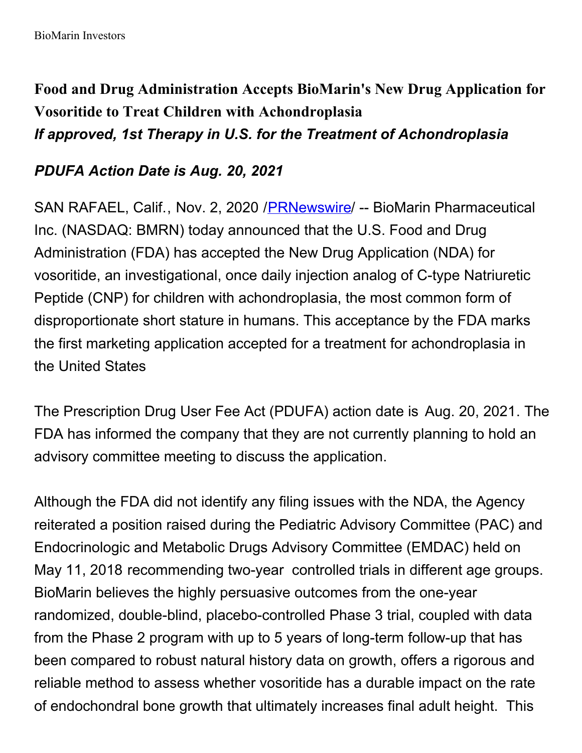# Food and Drug Administration Accepts BioMarin's New Drug Application for Vosoritide to Treat Children with Achondroplasia

## *If approved, 1st Therapy in U.S. for the Treatment of Achondroplasia*

## *PDUFA Action Date is Aug. 20, 2021*

SAN RAFAEL, Calif., Nov. 2, 2020 /PRNewswire/ -- BioMarin Pharmaceutical Inc. (NASDAQ: BMRN) today announced that the U.S. Food and Drug Administration (FDA) has accepted the New Drug Application (NDA) for vosoritide, an investigational, once daily injection analog of C-type Natriuretic Peptide (CNP) for children with achondroplasia, the most common form of disproportionate short stature in humans. This acceptance by the FDA marks the first marketing application accepted for a treatment for achondroplasia in the United States

The Prescription Drug User Fee Act (PDUFA) action date is Aug. 20, 2021. The FDA has informed the company that they are not currently planning to hold an advisory committee meeting to discuss the application.

Although the FDA did not identify any filing issues with the NDA, the Agency reiterated a position raised during the Pediatric Advisory Committee (PAC) and Endocrinologic and Metabolic Drugs Advisory Committee (EMDAC) held on May 11, 2018 recommending two-year controlled trials in different age groups. BioMarin believes the highly persuasive outcomes from the one-year randomized, double-blind, placebo-controlled Phase 3 trial, coupled with data from the Phase 2 program with up to 5 years of long-term follow-up that has been compared to robust natural history data on growth, offers a rigorous and reliable method to assess whether vosoritide has a durable impact on the rate of endochondral bone growth that ultimately increases final adult height. This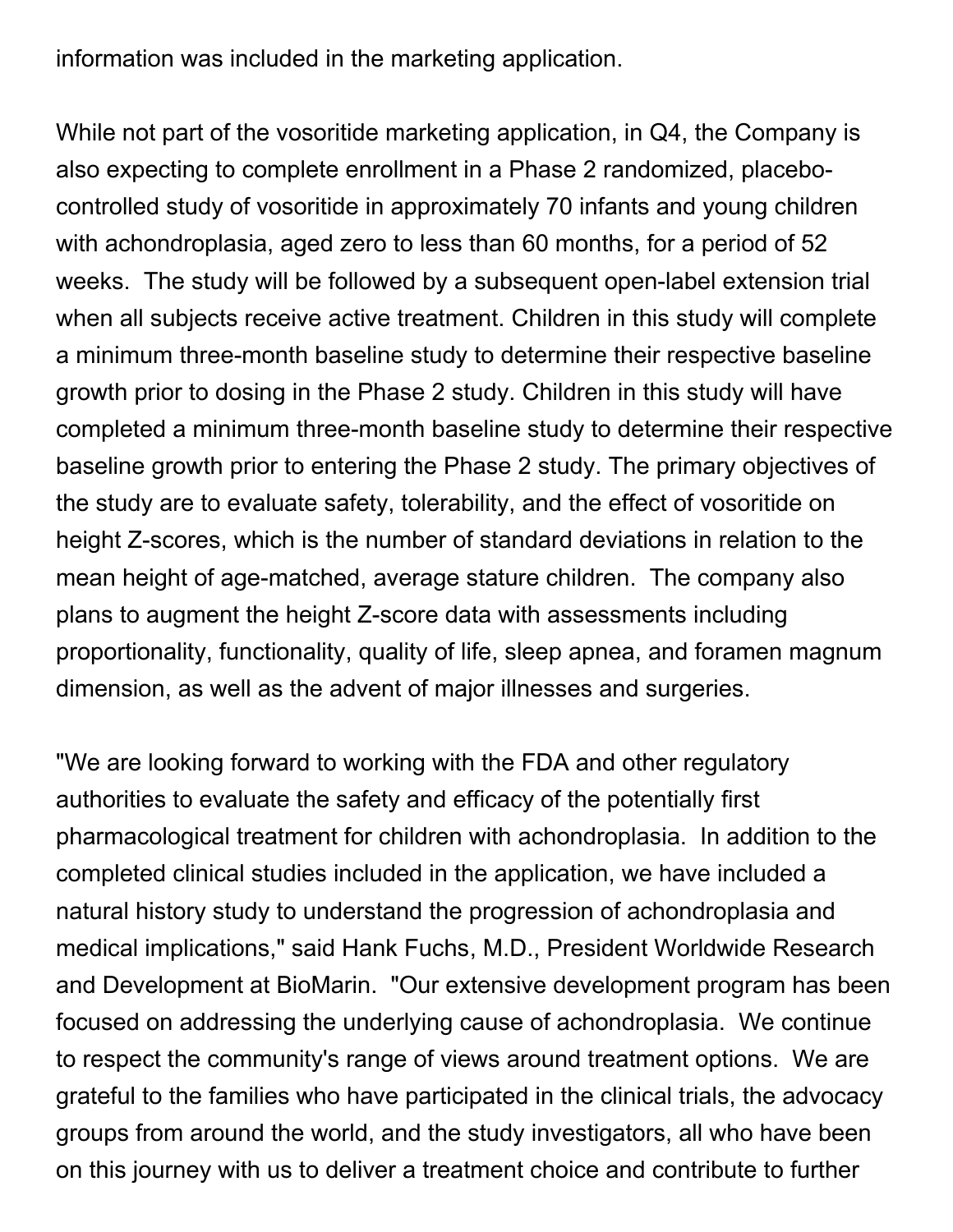information was included in the marketing application.

While not part of the vosoritide marketing application, in Q4, the Company is also expecting to complete enrollment in a Phase 2 randomized, placebo-controlled study of vosoritide in approximately 70 infants and young children with achondroplasia, aged zero to less than 60 months, for a period of 52 weeks. The study will be followed by a subsequent open-label extension trial when all subjects receive active treatment. Children in this study will complete a minimum three-month baseline study to determine their respective baseline growth prior to dosing in the Phase 2 study. Children in this study will have completed a minimum three-month baseline study to determine their respective baseline growth prior to entering the Phase 2 study. The primary objectives of the study are to evaluate safety, tolerability, and the effect of vosoritide on height Z-scores, which is the number of standard deviations in relation to the mean height of age-matched, average stature children. The company also plans to augment the height Z-score data with assessments including proportionality, functionality, quality of life, sleep apnea, and foramen magnum dimension, as well as the advent of major illnesses and surgeries.

"We are looking forward to working with the FDA and other regulatory authorities to evaluate the safety and efficacy of the potentially first pharmacological treatment for children with achondroplasia. In addition to the completed clinical studies included in the application, we have included a natural history study to understand the progression of achondroplasia and medical implications," said Hank Fuchs, M.D., President Worldwide Research and Development at BioMarin. "Our extensive development program has been focused on addressing the underlying cause of achondroplasia. We continue to respect the community's range of views around treatment options. We are grateful to the families who have participated in the clinical trials, the advocacy groups from around the world, and the study investigators, all who have been on this journey with us to deliver a treatment choice and contribute to further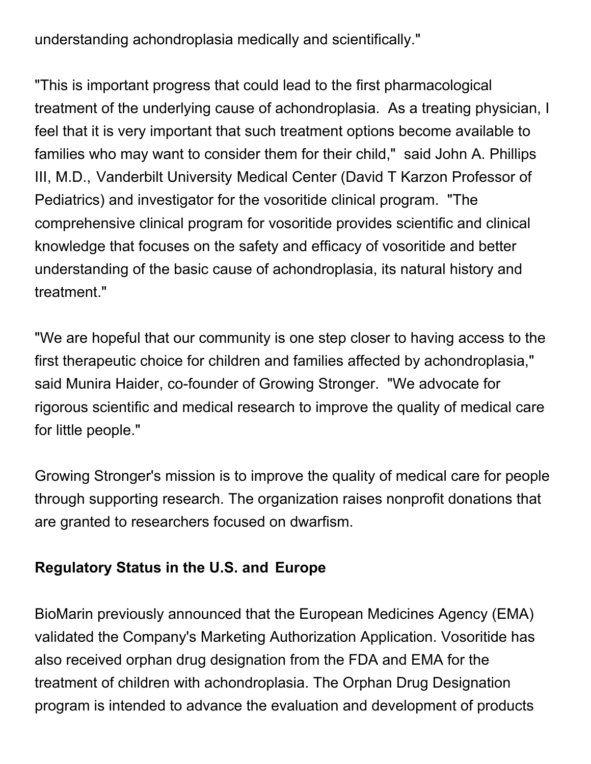understanding achondroplasia medically and scientifically."

"This is important progress that could lead to the first pharmacological treatment of the underlying cause of achondroplasia. As a treating physician, I feel that it is very important that such treatment options become available to families who may want to consider them for their child," said John A. Phillips III, M.D., Vanderbilt University Medical Center (David T Karzon Professor of Pediatrics) and investigator for the vosoritide clinical program. "The comprehensive clinical program for vosoritide provides scientific and clinical knowledge that focuses on the safety and efficacy of vosoritide and better understanding of the basic cause of achondroplasia, its natural history and treatment."

"We are hopeful that our community is one step closer to having access to the first therapeutic choice for children and families affected by achondroplasia," said Munira Haider, co-founder of Growing Stronger. "We advocate for rigorous scientific and medical research to improve the quality of medical care for little people."

Growing Stronger's mission is to improve the quality of medical care for people through supporting research. The organization raises nonprofit donations that are granted to researchers focused on dwarfism.

**Regulatory Status in the U.S. and Europe**

BioMarin previously announced that the European Medicines Agency (EMA) validated the Company's Marketing Authorization Application. Vosoritide has also received orphan drug designation from the FDA and EMA for the treatment of children with achondroplasia. The Orphan Drug Designation program is intended to advance the evaluation and development of products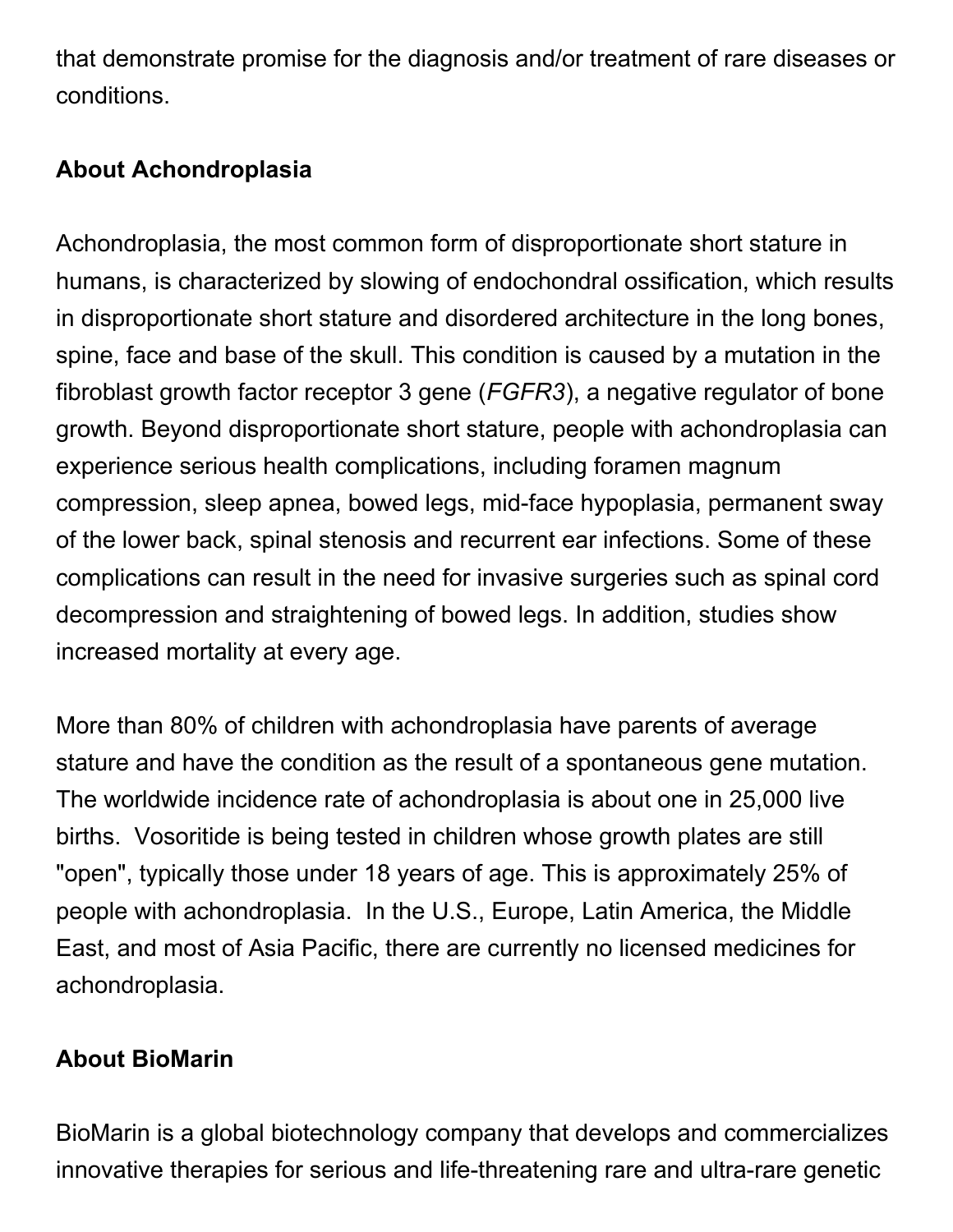that demonstrate promise for the diagnosis and/or treatment of rare diseases or conditions.

**About Achondroplasia**

Achondroplasia, the most common form of disproportionate short stature in humans, is characterized by slowing of endochondral ossification, which results in disproportionate short stature and disordered architecture in the long bones, spine, face and base of the skull. This condition is caused by a mutation in the fibroblast growth factor receptor 3 gene (*FGFR3*), a negative regulator of bone growth. Beyond disproportionate short stature, people with achondroplasia can experience serious health complications, including foramen magnum compression, sleep apnea, bowed legs, mid-face hypoplasia, permanent sway of the lower back, spinal stenosis and recurrent ear infections. Some of these complications can result in the need for invasive surgeries such as spinal cord decompression and straightening of bowed legs. In addition, studies show increased mortality at every age.

More than 80% of children with achondroplasia have parents of average stature and have the condition as the result of a spontaneous gene mutation. The worldwide incidence rate of achondroplasia is about one in 25,000 live births. Vosoritide is being tested in children whose growth plates are still "open", typically those under 18 years of age. This is approximately 25% of people with achondroplasia. In the U.S., Europe, Latin America, the Middle East, and most of Asia Pacific, there are currently no licensed medicines for achondroplasia.

**About BioMarin**

BioMarin is a global biotechnology company that develops and commercializes innovative therapies for serious and life-threatening rare and ultra-rare genetic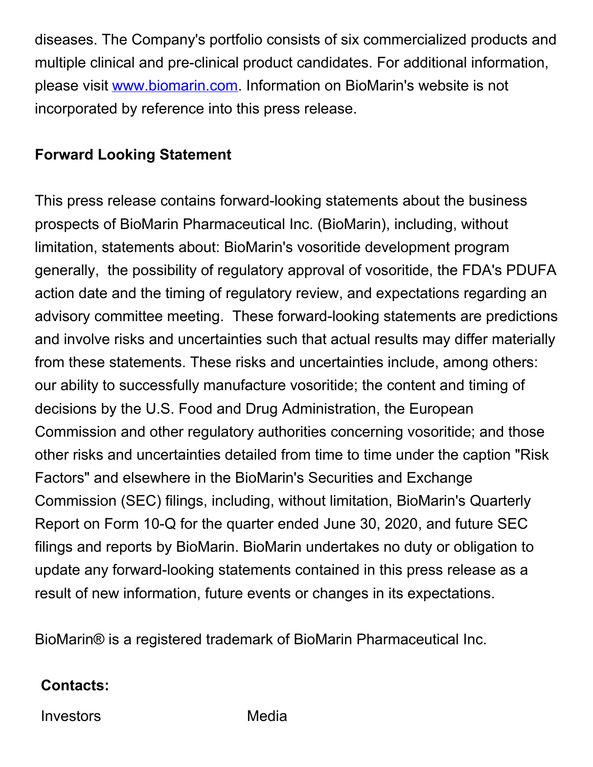diseases. The Company's portfolio consists of six commercialized products and multiple clinical and pre-clinical product candidates. For additional information, please visit [www.biomarin.com](http://www.biomarin.com). Information on BioMarin's website is not incorporated by reference into this press release.

**Forward Looking Statement**

This press release contains forward-looking statements about the business prospects of BioMarin Pharmaceutical Inc. (BioMarin), including, without limitation, statements about: BioMarin's vosoritide development program generally, the possibility of regulatory approval of vosoritide, the FDA's PDUFA action date and the timing of regulatory review, and expectations regarding an advisory committee meeting. These forward-looking statements are predictions and involve risks and uncertainties such that actual results may differ materially from these statements. These risks and uncertainties include, among others: our ability to successfully manufacture vosoritide; the content and timing of decisions by the U.S. Food and Drug Administration, the European Commission and other regulatory authorities concerning vosoritide; and those other risks and uncertainties detailed from time to time under the caption "Risk Factors" and elsewhere in the BioMarin's Securities and Exchange Commission (SEC) filings, including, without limitation, BioMarin's Quarterly Report on Form 10-Q for the quarter ended June 30, 2020, and future SEC filings and reports by BioMarin. BioMarin undertakes no duty or obligation to update any forward-looking statements contained in this press release as a result of new information, future events or changes in its expectations.

BioMarin® is a registered trademark of BioMarin Pharmaceutical Inc.

**Contacts:**

| Investors | Media |
| --- | --- |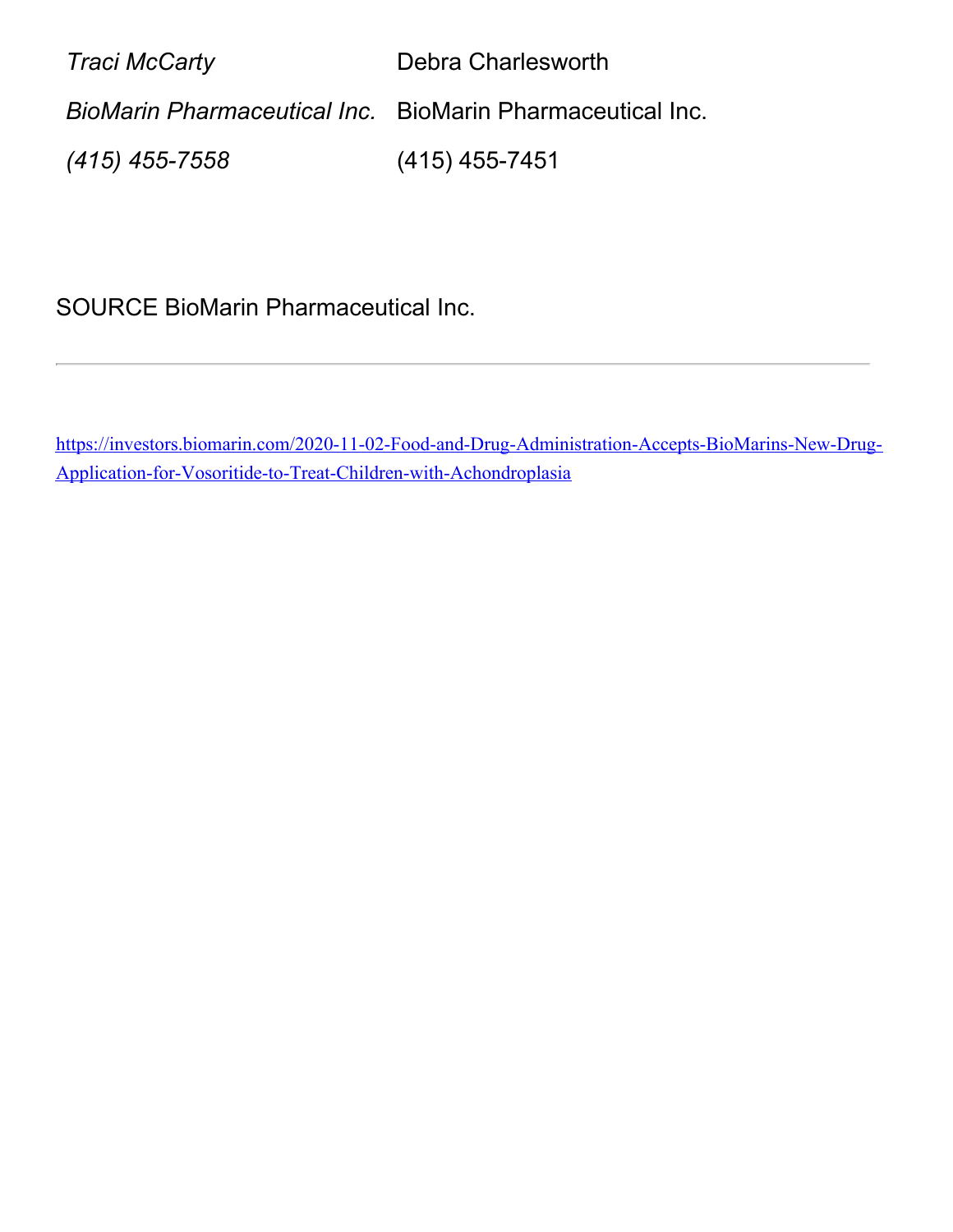| | |
|---|---|
| *Traci McCarty* | Debra Charlesworth |
| *BioMarin Pharmaceutical Inc.* | BioMarin Pharmaceutical Inc. |
| *(415) 455-7558* | (415) 455-7451 |

SOURCE BioMarin Pharmaceutical Inc.

---

https://investors.biomarin.com/2020-11-02-Food-and-Drug-Administration-Accepts-BioMarins-New-Drug-Application-for-Vosoritide-to-Treat-Children-with-Achondroplasia